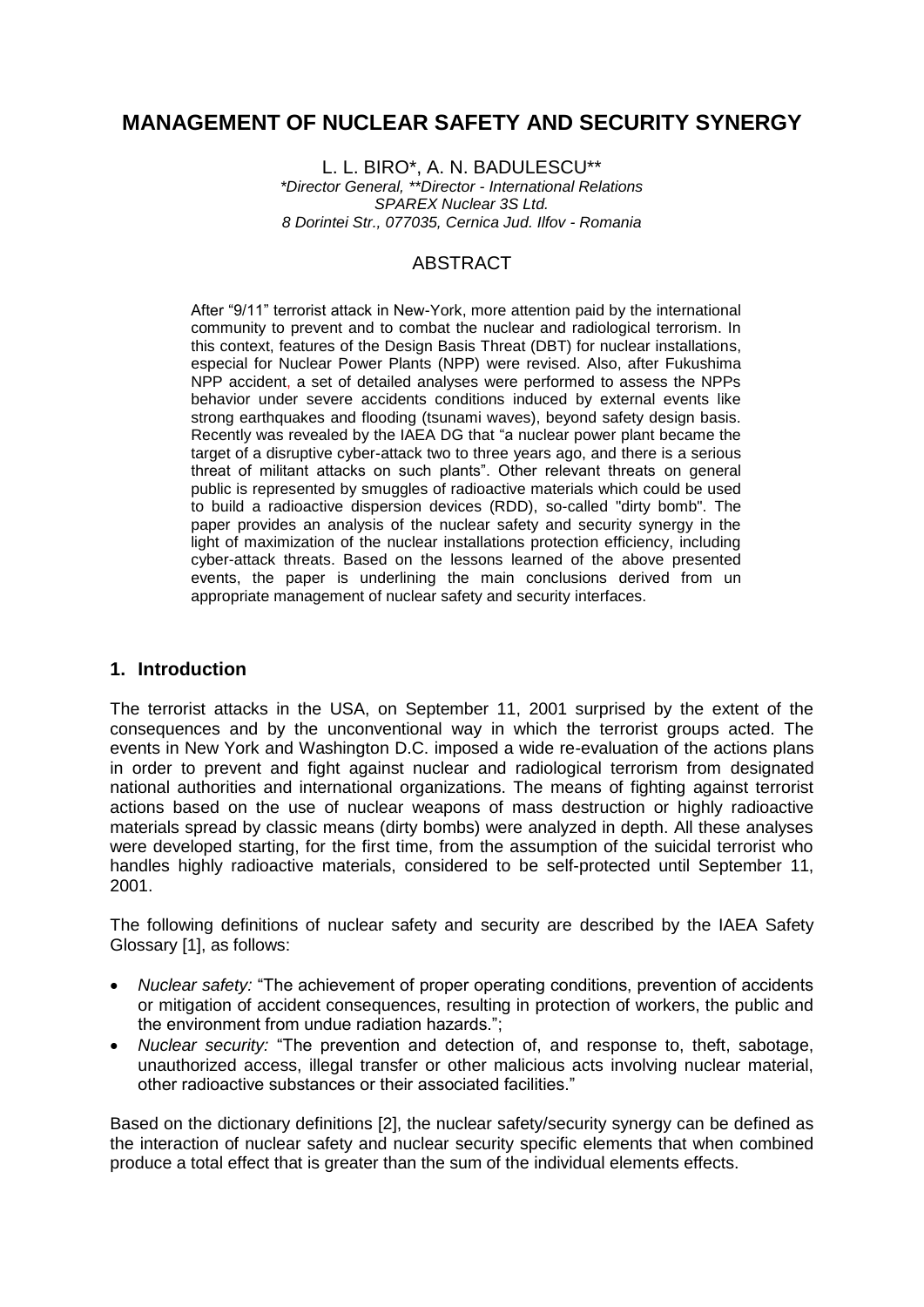# MANAGEMENT OF NUCLEAR SAFETY AND SECURITY SYNERGY

L. L. BIRO*, A. N. BADULESCU**

*\*Director General, \*\*Director - International Relations*
*SPAREX Nuclear 3S Ltd.*
*8 Dorintei Str., 077035, Cernica Jud. Ilfov - Romania*

## ABSTRACT

After "9/11" terrorist attack in New-York, more attention paid by the international community to prevent and to combat the nuclear and radiological terrorism. In this context, features of the Design Basis Threat (DBT) for nuclear installations, especial for Nuclear Power Plants (NPP) were revised. Also, after Fukushima NPP accident, a set of detailed analyses were performed to assess the NPPs behavior under severe accidents conditions induced by external events like strong earthquakes and flooding (tsunami waves), beyond safety design basis. Recently was revealed by the IAEA DG that "a nuclear power plant became the target of a disruptive cyber-attack two to three years ago, and there is a serious threat of militant attacks on such plants". Other relevant threats on general public is represented by smuggles of radioactive materials which could be used to build a radioactive dispersion devices (RDD), so-called "dirty bomb". The paper provides an analysis of the nuclear safety and security synergy in the light of maximization of the nuclear installations protection efficiency, including cyber-attack threats. Based on the lessons learned of the above presented events, the paper is underlining the main conclusions derived from un appropriate management of nuclear safety and security interfaces.

## 1. Introduction

The terrorist attacks in the USA, on September 11, 2001 surprised by the extent of the consequences and by the unconventional way in which the terrorist groups acted. The events in New York and Washington D.C. imposed a wide re-evaluation of the actions plans in order to prevent and fight against nuclear and radiological terrorism from designated national authorities and international organizations. The means of fighting against terrorist actions based on the use of nuclear weapons of mass destruction or highly radioactive materials spread by classic means (dirty bombs) were analyzed in depth. All these analyses were developed starting, for the first time, from the assumption of the suicidal terrorist who handles highly radioactive materials, considered to be self-protected until September 11, 2001.

The following definitions of nuclear safety and security are described by the IAEA Safety Glossary [1], as follows:

- *Nuclear safety:* "The achievement of proper operating conditions, prevention of accidents or mitigation of accident consequences, resulting in protection of workers, the public and the environment from undue radiation hazards.";
- *Nuclear security:* "The prevention and detection of, and response to, theft, sabotage, unauthorized access, illegal transfer or other malicious acts involving nuclear material, other radioactive substances or their associated facilities."

Based on the dictionary definitions [2], the nuclear safety/security synergy can be defined as the interaction of nuclear safety and nuclear security specific elements that when combined produce a total effect that is greater than the sum of the individual elements effects.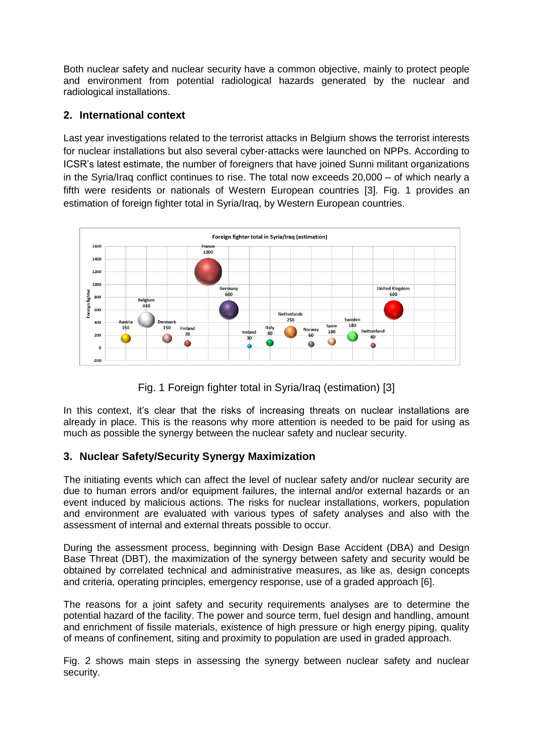Both nuclear safety and nuclear security have a common objective, mainly to protect people and environment from potential radiological hazards generated by the nuclear and radiological installations.

## 2. International context

Last year investigations related to the terrorist attacks in Belgium shows the terrorist interests for nuclear installations but also several cyber-attacks were launched on NPPs. According to ICSR's latest estimate, the number of foreigners that have joined Sunni militant organizations in the Syria/Iraq conflict continues to rise. The total now exceeds 20,000 – of which nearly a fifth were residents or nationals of Western European countries [3]. Fig. 1 provides an estimation of foreign fighter total in Syria/Iraq, by Western European countries.

Fig. 1 Foreign fighter total in Syria/Iraq (estimation) [3]

In this context, it's clear that the risks of increasing threats on nuclear installations are already in place. This is the reasons why more attention is needed to be paid for using as much as possible the synergy between the nuclear safety and nuclear security.

## 3. Nuclear Safety/Security Synergy Maximization

The initiating events which can affect the level of nuclear safety and/or nuclear security are due to human errors and/or equipment failures, the internal and/or external hazards or an event induced by malicious actions. The risks for nuclear installations, workers, population and environment are evaluated with various types of safety analyses and also with the assessment of internal and external threats possible to occur.

During the assessment process, beginning with Design Base Accident (DBA) and Design Base Threat (DBT), the maximization of the synergy between safety and security would be obtained by correlated technical and administrative measures, as like as, design concepts and criteria, operating principles, emergency response, use of a graded approach [6].

The reasons for a joint safety and security requirements analyses are to determine the potential hazard of the facility. The power and source term, fuel design and handling, amount and enrichment of fissile materials, existence of high pressure or high energy piping, quality of means of confinement, siting and proximity to population are used in graded approach.

Fig. 2 shows main steps in assessing the synergy between nuclear safety and nuclear security.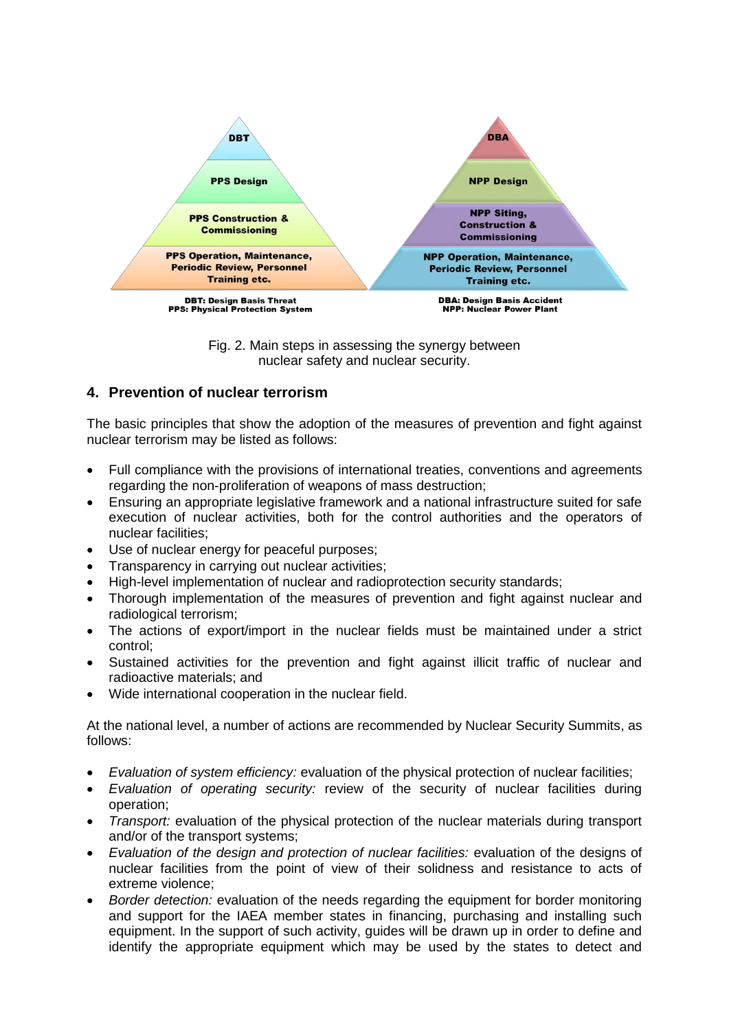Fig. 2. Main steps in assessing the synergy between nuclear safety and nuclear security.

## 4. Prevention of nuclear terrorism

The basic principles that show the adoption of the measures of prevention and fight against nuclear terrorism may be listed as follows:

- Full compliance with the provisions of international treaties, conventions and agreements regarding the non-proliferation of weapons of mass destruction;
- Ensuring an appropriate legislative framework and a national infrastructure suited for safe execution of nuclear activities, both for the control authorities and the operators of nuclear facilities;
- Use of nuclear energy for peaceful purposes;
- Transparency in carrying out nuclear activities;
- High-level implementation of nuclear and radioprotection security standards;
- Thorough implementation of the measures of prevention and fight against nuclear and radiological terrorism;
- The actions of export/import in the nuclear fields must be maintained under a strict control;
- Sustained activities for the prevention and fight against illicit traffic of nuclear and radioactive materials; and
- Wide international cooperation in the nuclear field.

At the national level, a number of actions are recommended by Nuclear Security Summits, as follows:

- *Evaluation of system efficiency:* evaluation of the physical protection of nuclear facilities;
- *Evaluation of operating security:* review of the security of nuclear facilities during operation;
- *Transport:* evaluation of the physical protection of the nuclear materials during transport and/or of the transport systems;
- *Evaluation of the design and protection of nuclear facilities:* evaluation of the designs of nuclear facilities from the point of view of their solidness and resistance to acts of extreme violence;
- *Border detection:* evaluation of the needs regarding the equipment for border monitoring and support for the IAEA member states in financing, purchasing and installing such equipment. In the support of such activity, guides will be drawn up in order to define and identify the appropriate equipment which may be used by the states to detect and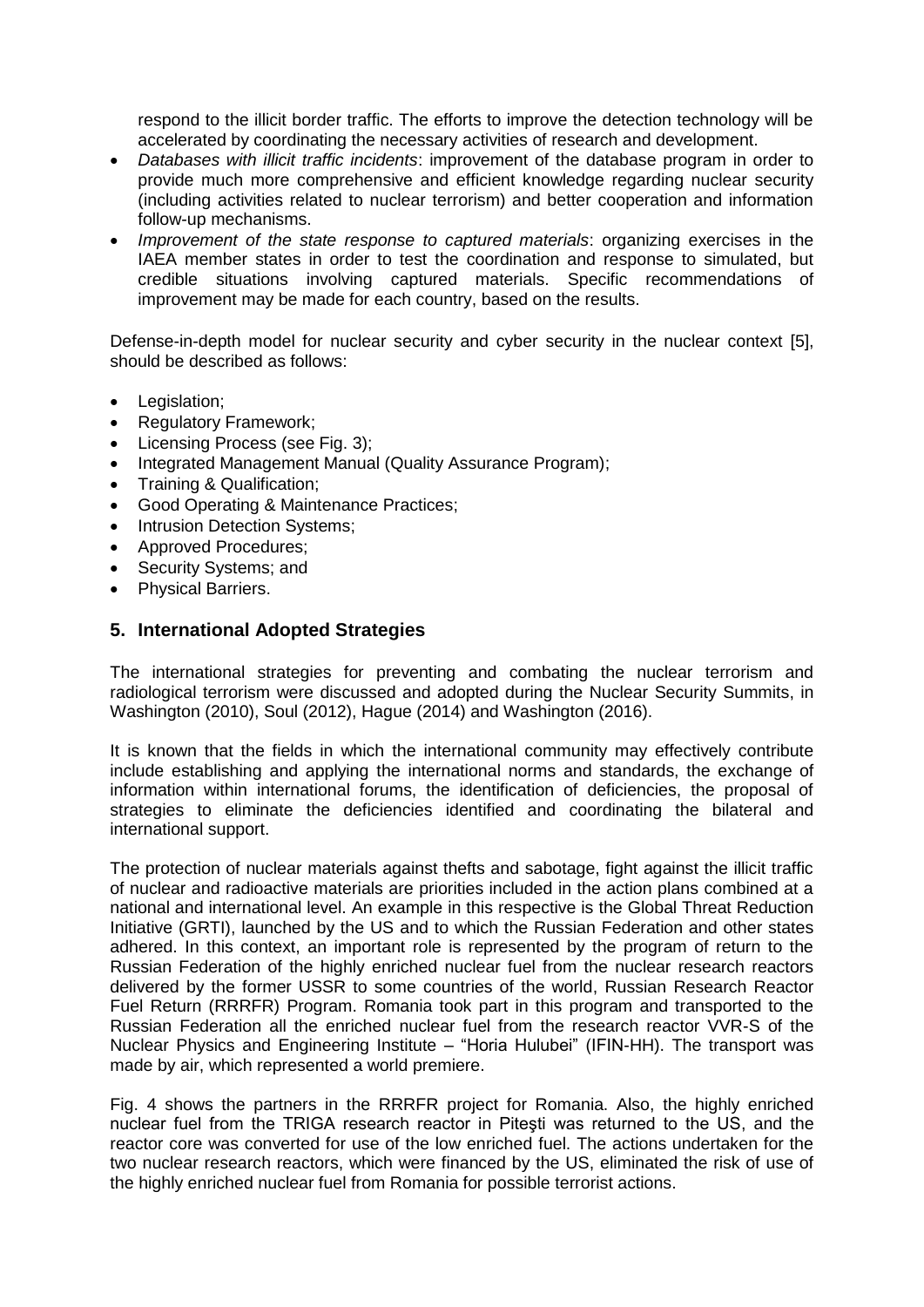respond to the illicit border traffic. The efforts to improve the detection technology will be accelerated by coordinating the necessary activities of research and development.

- *Databases with illicit traffic incidents*: improvement of the database program in order to provide much more comprehensive and efficient knowledge regarding nuclear security (including activities related to nuclear terrorism) and better cooperation and information follow-up mechanisms.
- *Improvement of the state response to captured materials*: organizing exercises in the IAEA member states in order to test the coordination and response to simulated, but credible situations involving captured materials. Specific recommendations of improvement may be made for each country, based on the results.

Defense-in-depth model for nuclear security and cyber security in the nuclear context [5], should be described as follows:

- Legislation;
- Regulatory Framework;
- Licensing Process (see Fig. 3);
- Integrated Management Manual (Quality Assurance Program);
- Training & Qualification;
- Good Operating & Maintenance Practices;
- Intrusion Detection Systems;
- Approved Procedures;
- Security Systems; and
- Physical Barriers.

## 5. International Adopted Strategies

The international strategies for preventing and combating the nuclear terrorism and radiological terrorism were discussed and adopted during the Nuclear Security Summits, in Washington (2010), Soul (2012), Hague (2014) and Washington (2016).

It is known that the fields in which the international community may effectively contribute include establishing and applying the international norms and standards, the exchange of information within international forums, the identification of deficiencies, the proposal of strategies to eliminate the deficiencies identified and coordinating the bilateral and international support.

The protection of nuclear materials against thefts and sabotage, fight against the illicit traffic of nuclear and radioactive materials are priorities included in the action plans combined at a national and international level. An example in this respective is the Global Threat Reduction Initiative (GRTI), launched by the US and to which the Russian Federation and other states adhered. In this context, an important role is represented by the program of return to the Russian Federation of the highly enriched nuclear fuel from the nuclear research reactors delivered by the former USSR to some countries of the world, Russian Research Reactor Fuel Return (RRRFR) Program. Romania took part in this program and transported to the Russian Federation all the enriched nuclear fuel from the research reactor VVR-S of the Nuclear Physics and Engineering Institute – "Horia Hulubei" (IFIN-HH). The transport was made by air, which represented a world premiere.

Fig. 4 shows the partners in the RRRFR project for Romania. Also, the highly enriched nuclear fuel from the TRIGA research reactor in Piteşti was returned to the US, and the reactor core was converted for use of the low enriched fuel. The actions undertaken for the two nuclear research reactors, which were financed by the US, eliminated the risk of use of the highly enriched nuclear fuel from Romania for possible terrorist actions.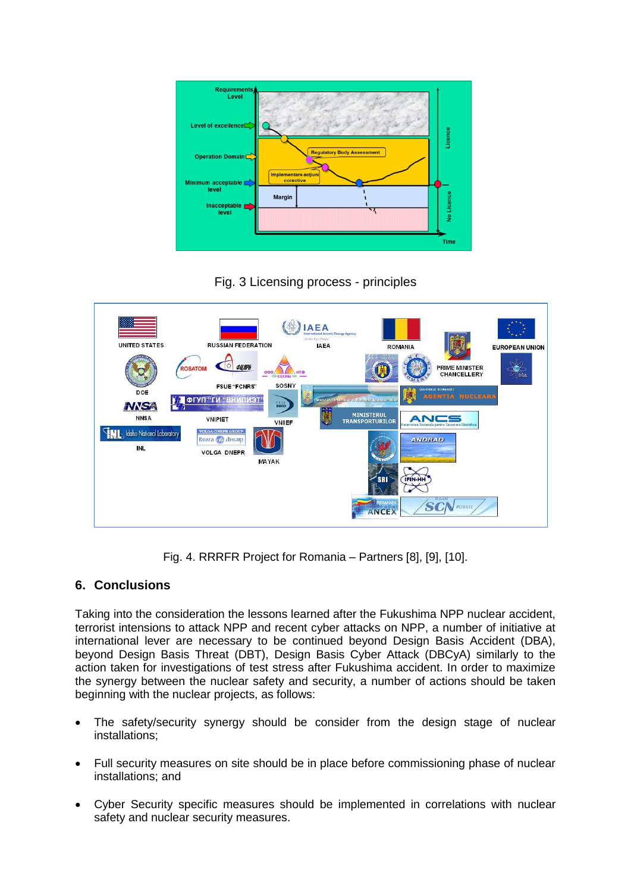Fig. 3 Licensing process - principles

Fig. 4. RRRFR Project for Romania – Partners [8], [9], [10].

## 6. Conclusions

Taking into the consideration the lessons learned after the Fukushima NPP nuclear accident, terrorist intensions to attack NPP and recent cyber attacks on NPP, a number of initiative at international lever are necessary to be continued beyond Design Basis Accident (DBA), beyond Design Basis Threat (DBT), Design Basis Cyber Attack (DBCyA) similarly to the action taken for investigations of test stress after Fukushima accident. In order to maximize the synergy between the nuclear safety and security, a number of actions should be taken beginning with the nuclear projects, as follows:

- The safety/security synergy should be consider from the design stage of nuclear installations;
- Full security measures on site should be in place before commissioning phase of nuclear installations; and
- Cyber Security specific measures should be implemented in correlations with nuclear safety and nuclear security measures.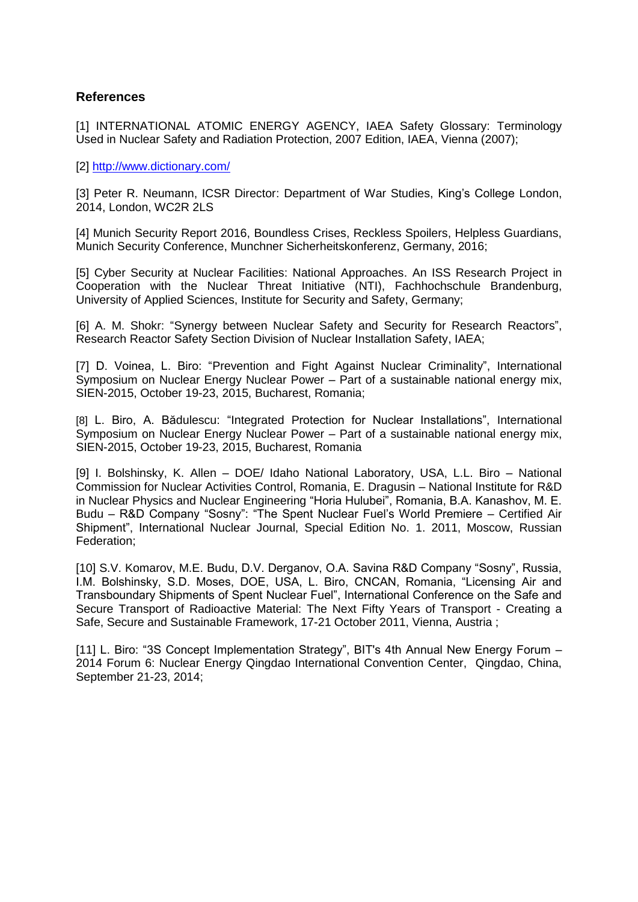## References

[1] INTERNATIONAL ATOMIC ENERGY AGENCY, IAEA Safety Glossary: Terminology Used in Nuclear Safety and Radiation Protection, 2007 Edition, IAEA, Vienna (2007);

[2] http://www.dictionary.com/

[3] Peter R. Neumann, ICSR Director: Department of War Studies, King's College London, 2014, London, WC2R 2LS

[4] Munich Security Report 2016, Boundless Crises, Reckless Spoilers, Helpless Guardians, Munich Security Conference, Munchner Sicherheitskonferenz, Germany, 2016;

[5] Cyber Security at Nuclear Facilities: National Approaches. An ISS Research Project in Cooperation with the Nuclear Threat Initiative (NTI), Fachhochschule Brandenburg, University of Applied Sciences, Institute for Security and Safety, Germany;

[6] A. M. Shokr: "Synergy between Nuclear Safety and Security for Research Reactors", Research Reactor Safety Section Division of Nuclear Installation Safety, IAEA;

[7] D. Voinea, L. Biro: "Prevention and Fight Against Nuclear Criminality", International Symposium on Nuclear Energy Nuclear Power – Part of a sustainable national energy mix, SIEN-2015, October 19-23, 2015, Bucharest, Romania;

[8] L. Biro, A. Bădulescu: "Integrated Protection for Nuclear Installations", International Symposium on Nuclear Energy Nuclear Power – Part of a sustainable national energy mix, SIEN-2015, October 19-23, 2015, Bucharest, Romania

[9] I. Bolshinsky, K. Allen – DOE/ Idaho National Laboratory, USA, L.L. Biro – National Commission for Nuclear Activities Control, Romania, E. Dragusin – National Institute for R&D in Nuclear Physics and Nuclear Engineering "Horia Hulubei", Romania, B.A. Kanashov, M. E. Budu – R&D Company "Sosny": "The Spent Nuclear Fuel's World Premiere – Certified Air Shipment", International Nuclear Journal, Special Edition No. 1. 2011, Moscow, Russian Federation;

[10] S.V. Komarov, M.E. Budu, D.V. Derganov, O.A. Savina R&D Company "Sosny", Russia, I.M. Bolshinsky, S.D. Moses, DOE, USA, L. Biro, CNCAN, Romania, "Licensing Air and Transboundary Shipments of Spent Nuclear Fuel", International Conference on the Safe and Secure Transport of Radioactive Material: The Next Fifty Years of Transport - Creating a Safe, Secure and Sustainable Framework, 17-21 October 2011, Vienna, Austria ;

[11] L. Biro: "3S Concept Implementation Strategy", BIT's 4th Annual New Energy Forum – 2014 Forum 6: Nuclear Energy Qingdao International Convention Center, Qingdao, China, September 21-23, 2014;